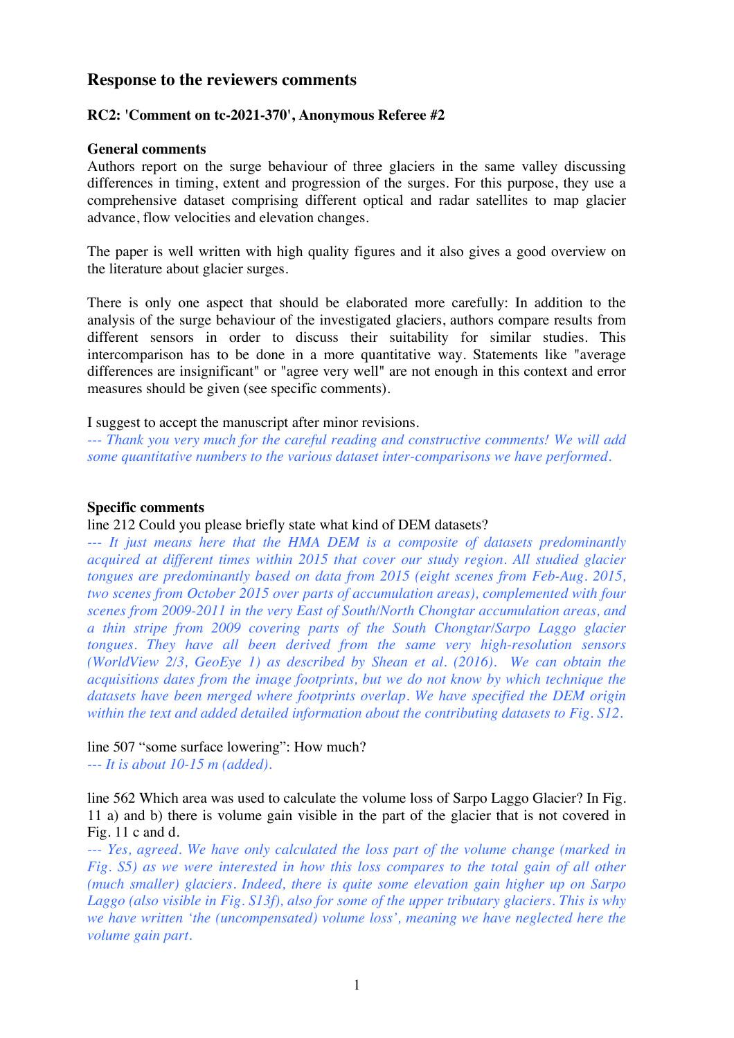## Response to the reviewers comments

### RC2: 'Comment on tc-2021-370', Anonymous Referee #2

#### General comments

Authors report on the surge behaviour of three glaciers in the same valley discussing differences in timing, extent and progression of the surges. For this purpose, they use a comprehensive dataset comprising different optical and radar satellites to map glacier advance, flow velocities and elevation changes.

The paper is well written with high quality figures and it also gives a good overview on the literature about glacier surges.

There is only one aspect that should be elaborated more carefully: In addition to the analysis of the surge behaviour of the investigated glaciers, authors compare results from different sensors in order to discuss their suitability for similar studies. This intercomparison has to be done in a more quantitative way. Statements like "average differences are insignificant" or "agree very well" are not enough in this context and error measures should be given (see specific comments).

I suggest to accept the manuscript after minor revisions.

*--- Thank you very much for the careful reading and constructive comments! We will add some quantitative numbers to the various dataset inter-comparisons we have performed.*

#### Specific comments

line 212 Could you please briefly state what kind of DEM datasets?

*--- It just means here that the HMA DEM is a composite of datasets predominantly acquired at different times within 2015 that cover our study region. All studied glacier tongues are predominantly based on data from 2015 (eight scenes from Feb-Aug. 2015, two scenes from October 2015 over parts of accumulation areas), complemented with four scenes from 2009-2011 in the very East of South/North Chongtar accumulation areas, and a thin stripe from 2009 covering parts of the South Chongtar/Sarpo Laggo glacier tongues. They have all been derived from the same very high-resolution sensors (WorldView 2/3, GeoEye 1) as described by Shean et al. (2016). We can obtain the acquisitions dates from the image footprints, but we do not know by which technique the datasets have been merged where footprints overlap. We have specified the DEM origin within the text and added detailed information about the contributing datasets to Fig. S12.*

line 507 "some surface lowering": How much?

*--- It is about 10-15 m (added).*

line 562 Which area was used to calculate the volume loss of Sarpo Laggo Glacier? In Fig. 11 a) and b) there is volume gain visible in the part of the glacier that is not covered in Fig. 11 c and d.

*--- Yes, agreed. We have only calculated the loss part of the volume change (marked in Fig. S5) as we were interested in how this loss compares to the total gain of all other (much smaller) glaciers. Indeed, there is quite some elevation gain higher up on Sarpo Laggo (also visible in Fig. S13f), also for some of the upper tributary glaciers. This is why we have written 'the (uncompensated) volume loss', meaning we have neglected here the volume gain part.*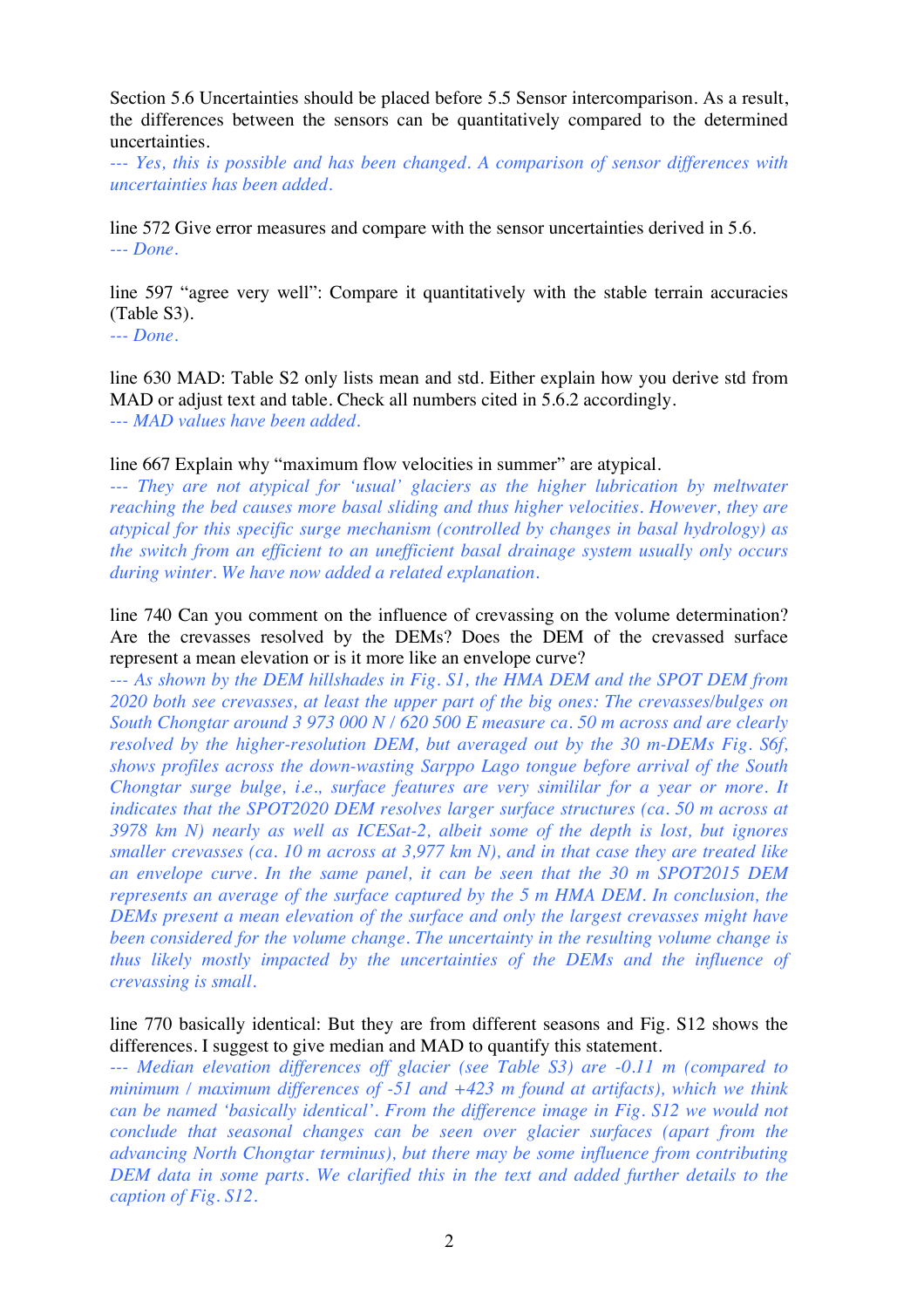Section 5.6 Uncertainties should be placed before 5.5 Sensor intercomparison. As a result, the differences between the sensors can be quantitatively compared to the determined uncertainties.

*--- Yes, this is possible and has been changed. A comparison of sensor differences with uncertainties has been added.*

line 572 Give error measures and compare with the sensor uncertainties derived in 5.6.

*--- Done.*

line 597 "agree very well": Compare it quantitatively with the stable terrain accuracies (Table S3).

*--- Done.*

line 630 MAD: Table S2 only lists mean and std. Either explain how you derive std from MAD or adjust text and table. Check all numbers cited in 5.6.2 accordingly.

*--- MAD values have been added.*

line 667 Explain why "maximum flow velocities in summer" are atypical.

*--- They are not atypical for 'usual' glaciers as the higher lubrication by meltwater reaching the bed causes more basal sliding and thus higher velocities. However, they are atypical for this specific surge mechanism (controlled by changes in basal hydrology) as the switch from an efficient to an unefficient basal drainage system usually only occurs during winter. We have now added a related explanation.*

line 740 Can you comment on the influence of crevassing on the volume determination? Are the crevasses resolved by the DEMs? Does the DEM of the crevassed surface represent a mean elevation or is it more like an envelope curve?

*--- As shown by the DEM hillshades in Fig. S1, the HMA DEM and the SPOT DEM from 2020 both see crevasses, at least the upper part of the big ones: The crevasses/bulges on South Chongtar around 3 973 000 N / 620 500 E measure ca. 50 m across and are clearly resolved by the higher-resolution DEM, but averaged out by the 30 m-DEMs Fig. S6f, shows profiles across the down-wasting Sarppo Lago tongue before arrival of the South Chongtar surge bulge, i.e., surface features are very simililar for a year or more. It indicates that the SPOT2020 DEM resolves larger surface structures (ca. 50 m across at 3978 km N) nearly as well as ICESat-2, albeit some of the depth is lost, but ignores smaller crevasses (ca. 10 m across at 3,977 km N), and in that case they are treated like an envelope curve. In the same panel, it can be seen that the 30 m SPOT2015 DEM represents an average of the surface captured by the 5 m HMA DEM. In conclusion, the DEMs present a mean elevation of the surface and only the largest crevasses might have been considered for the volume change. The uncertainty in the resulting volume change is thus likely mostly impacted by the uncertainties of the DEMs and the influence of crevassing is small.*

line 770 basically identical: But they are from different seasons and Fig. S12 shows the differences. I suggest to give median and MAD to quantify this statement.

*--- Median elevation differences off glacier (see Table S3) are -0.11 m (compared to minimum / maximum differences of -51 and +423 m found at artifacts), which we think can be named 'basically identical'. From the difference image in Fig. S12 we would not conclude that seasonal changes can be seen over glacier surfaces (apart from the advancing North Chongtar terminus), but there may be some influence from contributing DEM data in some parts. We clarified this in the text and added further details to the caption of Fig. S12.*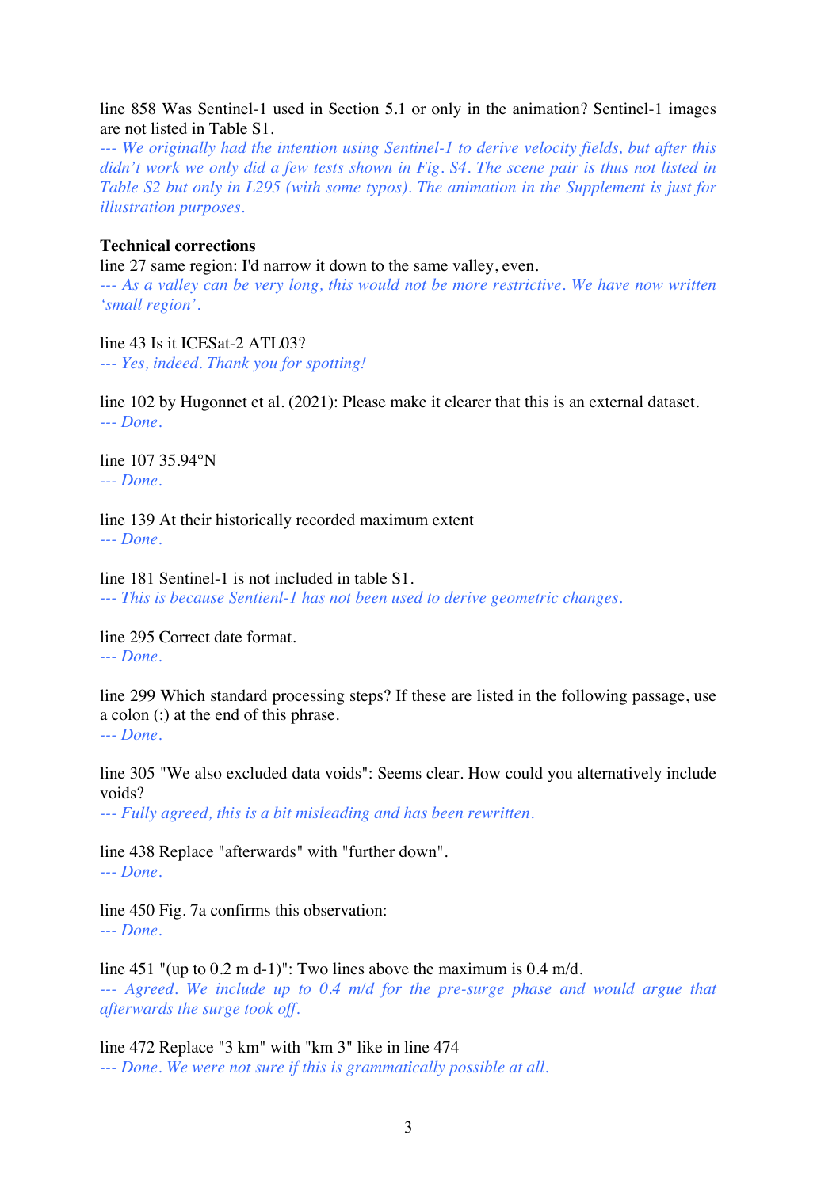line 858 Was Sentinel-1 used in Section 5.1 or only in the animation? Sentinel-1 images are not listed in Table S1.
*--- We originally had the intention using Sentinel-1 to derive velocity fields, but after this didn't work we only did a few tests shown in Fig. S4. The scene pair is thus not listed in Table S2 but only in L295 (with some typos). The animation in the Supplement is just for illustration purposes.*

**Technical corrections**
line 27 same region: I'd narrow it down to the same valley, even.
*--- As a valley can be very long, this would not be more restrictive. We have now written 'small region'.*

line 43 Is it ICESat-2 ATL03?
*--- Yes, indeed. Thank you for spotting!*

line 102 by Hugonnet et al. (2021): Please make it clearer that this is an external dataset.
*--- Done.*

line 107 35.94°N
*--- Done.*

line 139 At their historically recorded maximum extent
*--- Done.*

line 181 Sentinel-1 is not included in table S1.
*--- This is because Sentienl-1 has not been used to derive geometric changes.*

line 295 Correct date format.
*--- Done.*

line 299 Which standard processing steps? If these are listed in the following passage, use a colon (:) at the end of this phrase.
*--- Done.*

line 305 "We also excluded data voids": Seems clear. How could you alternatively include voids?
*--- Fully agreed, this is a bit misleading and has been rewritten.*

line 438 Replace "afterwards" with "further down".
*--- Done.*

line 450 Fig. 7a confirms this observation:
*--- Done.*

line 451 "(up to 0.2 m d-1)": Two lines above the maximum is 0.4 m/d.
*--- Agreed. We include up to 0.4 m/d for the pre-surge phase and would argue that afterwards the surge took off.*

line 472 Replace "3 km" with "km 3" like in line 474
*--- Done. We were not sure if this is grammatically possible at all.*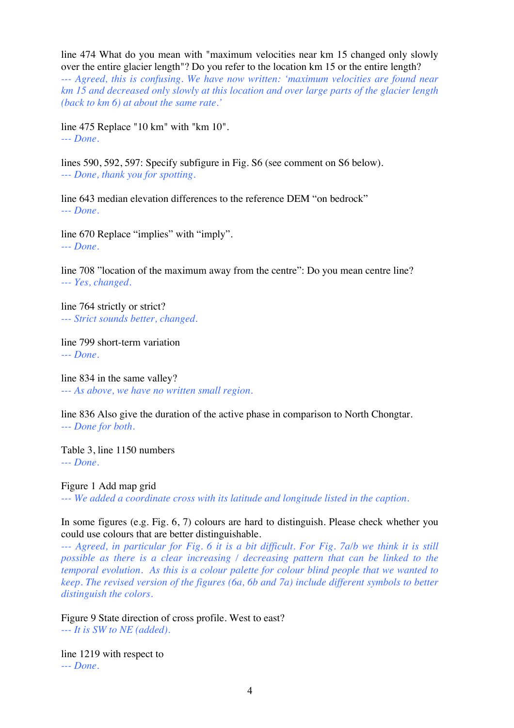line 474 What do you mean with "maximum velocities near km 15 changed only slowly over the entire glacier length"? Do you refer to the location km 15 or the entire length?
*--- Agreed, this is confusing. We have now written: 'maximum velocities are found near km 15 and decreased only slowly at this location and over large parts of the glacier length (back to km 6) at about the same rate.'*

line 475 Replace "10 km" with "km 10".
*--- Done.*

lines 590, 592, 597: Specify subfigure in Fig. S6 (see comment on S6 below).
*--- Done, thank you for spotting.*

line 643 median elevation differences to the reference DEM "on bedrock"
*--- Done.*

line 670 Replace "implies" with "imply".
*--- Done.*

line 708 "location of the maximum away from the centre": Do you mean centre line?
*--- Yes, changed.*

line 764 strictly or strict?
*--- Strict sounds better, changed.*

line 799 short-term variation
*--- Done.*

line 834 in the same valley?
*--- As above, we have no written small region.*

line 836 Also give the duration of the active phase in comparison to North Chongtar.
*--- Done for both.*

Table 3, line 1150 numbers
*--- Done.*

Figure 1 Add map grid
*--- We added a coordinate cross with its latitude and longitude listed in the caption.*

In some figures (e.g. Fig. 6, 7) colours are hard to distinguish. Please check whether you could use colours that are better distinguishable.
*--- Agreed, in particular for Fig. 6 it is a bit difficult. For Fig. 7a/b we think it is still possible as there is a clear increasing / decreasing pattern that can be linked to the temporal evolution. As this is a colour palette for colour blind people that we wanted to keep. The revised version of the figures (6a, 6b and 7a) include different symbols to better distinguish the colors.*

Figure 9 State direction of cross profile. West to east?
*--- It is SW to NE (added).*

line 1219 with respect to
*--- Done.*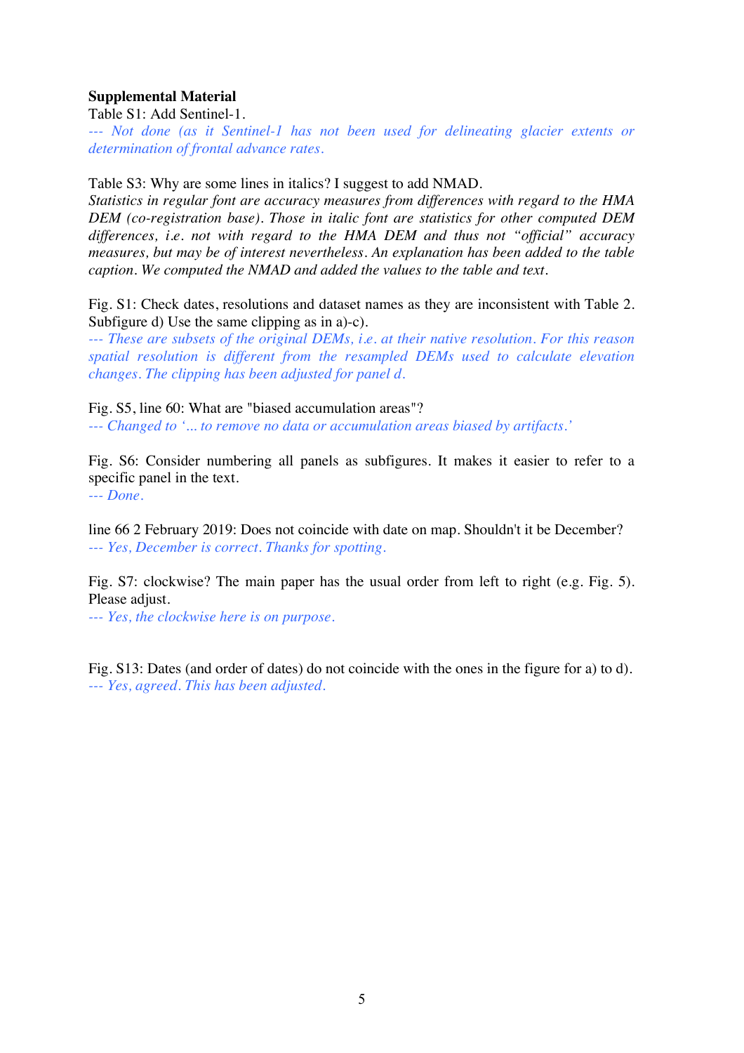**Supplemental Material**

Table S1: Add Sentinel-1.

*--- Not done (as it Sentinel-1 has not been used for delineating glacier extents or determination of frontal advance rates.*

Table S3: Why are some lines in italics? I suggest to add NMAD.

*Statistics in regular font are accuracy measures from differences with regard to the HMA DEM (co-registration base). Those in italic font are statistics for other computed DEM differences, i.e. not with regard to the HMA DEM and thus not "official" accuracy measures, but may be of interest nevertheless. An explanation has been added to the table caption. We computed the NMAD and added the values to the table and text.*

Fig. S1: Check dates, resolutions and dataset names as they are inconsistent with Table 2. Subfigure d) Use the same clipping as in a)-c).

*--- These are subsets of the original DEMs, i.e. at their native resolution. For this reason spatial resolution is different from the resampled DEMs used to calculate elevation changes. The clipping has been adjusted for panel d.*

Fig. S5, line 60: What are "biased accumulation areas"?

*--- Changed to '... to remove no data or accumulation areas biased by artifacts.'*

Fig. S6: Consider numbering all panels as subfigures. It makes it easier to refer to a specific panel in the text.

*--- Done.*

line 66 2 February 2019: Does not coincide with date on map. Shouldn't it be December?

*--- Yes, December is correct. Thanks for spotting.*

Fig. S7: clockwise? The main paper has the usual order from left to right (e.g. Fig. 5). Please adjust.

*--- Yes, the clockwise here is on purpose.*

Fig. S13: Dates (and order of dates) do not coincide with the ones in the figure for a) to d).

*--- Yes, agreed. This has been adjusted.*